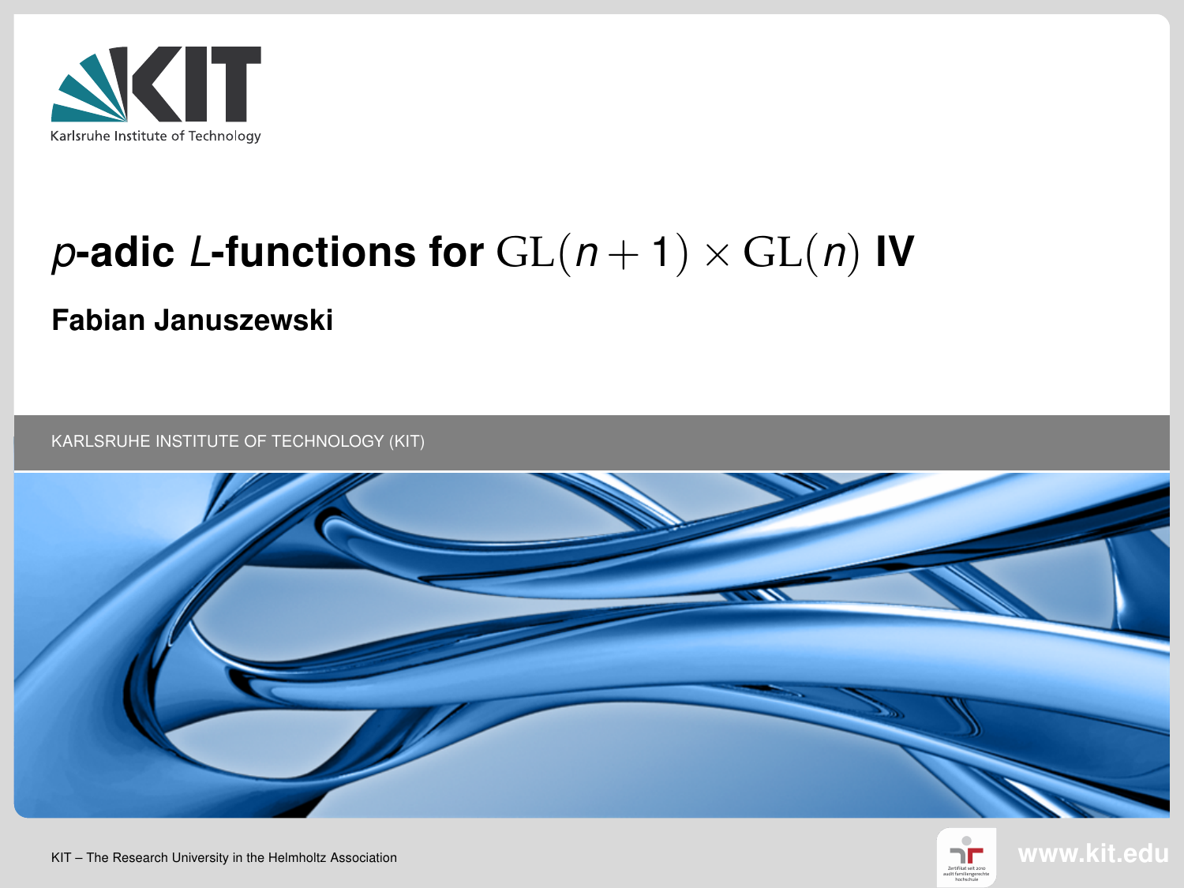# $p$-adic $L$-functions for $\mathrm{GL}(n+1) \times \mathrm{GL}(n)$ IV

**Fabian Januszewski**

KARLSRUHE INSTITUTE OF TECHNOLOGY (KIT)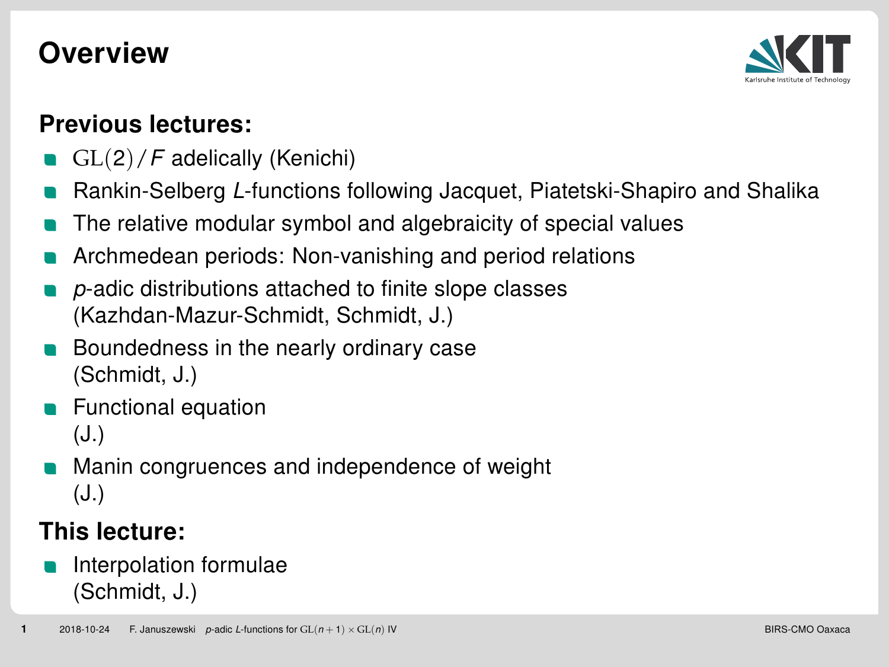# Overview

## Previous lectures:

- $\mathrm{GL}(2)/F$ adelically (Kenichi)
- Rankin-Selberg *L*-functions following Jacquet, Piatetski-Shapiro and Shalika
- The relative modular symbol and algebraicity of special values
- Archmedean periods: Non-vanishing and period relations
- *p*-adic distributions attached to finite slope classes
  (Kazhdan-Mazur-Schmidt, Schmidt, J.)
- Boundedness in the nearly ordinary case
  (Schmidt, J.)
- Functional equation
  (J.)
- Manin congruences and independence of weight
  (J.)

## This lecture:

- Interpolation formulae
  (Schmidt, J.)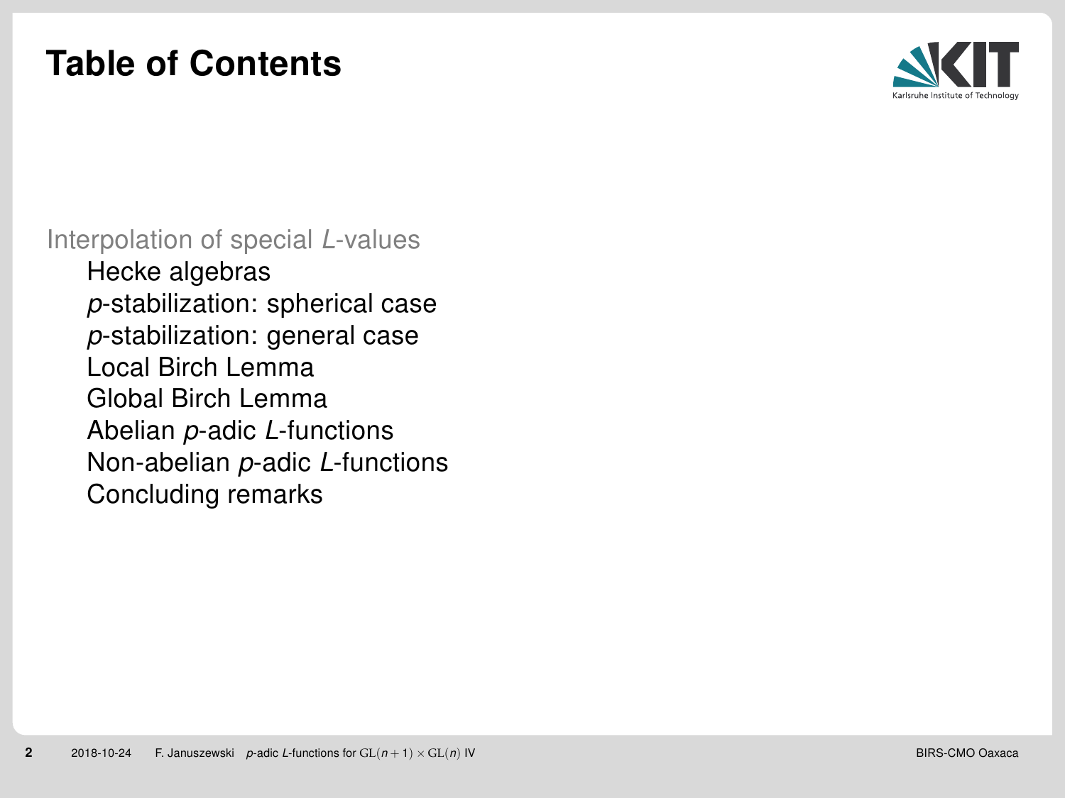# Table of Contents

Interpolation of special $L$-values

- Hecke algebras
- $p$-stabilization: spherical case
- $p$-stabilization: general case
- Local Birch Lemma
- Global Birch Lemma
- Abelian $p$-adic $L$-functions
- Non-abelian $p$-adic $L$-functions
- Concluding remarks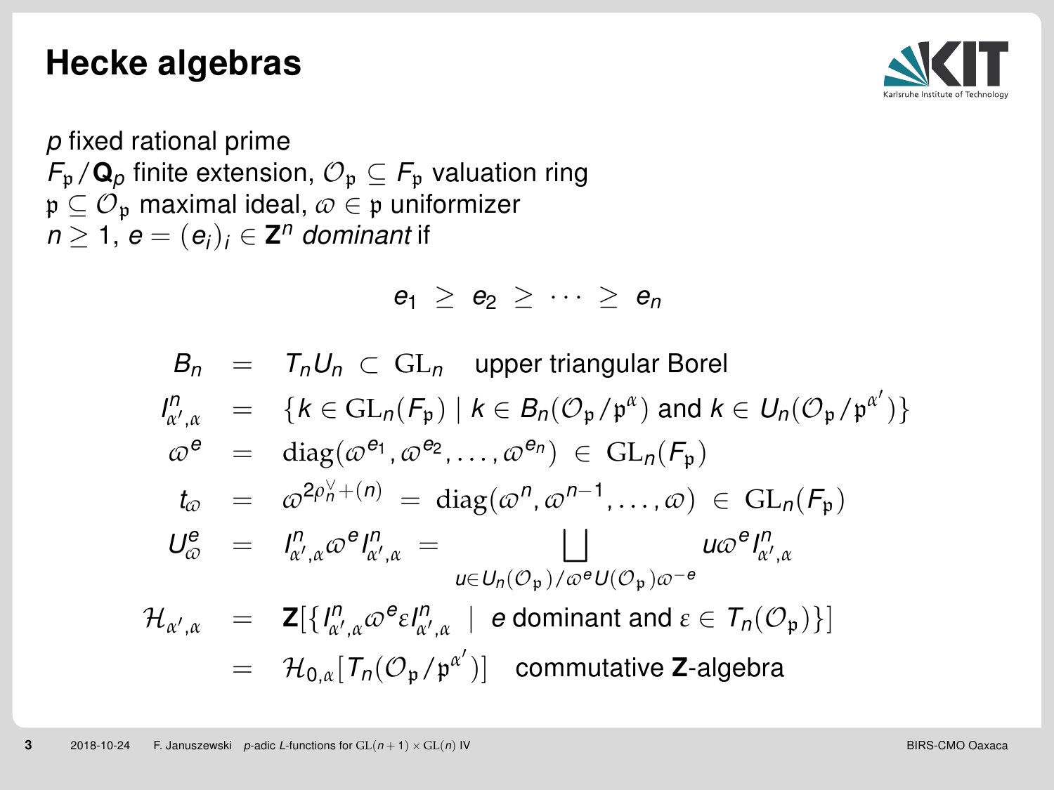# Hecke algebras

$p$ fixed rational prime
$F_{\mathfrak{p}}/\mathbf{Q}_p$ finite extension, $\mathcal{O}_{\mathfrak{p}} \subseteq F_{\mathfrak{p}}$ valuation ring
$\mathfrak{p} \subseteq \mathcal{O}_{\mathfrak{p}}$ maximal ideal, $\varpi \in \mathfrak{p}$ uniformizer
$n \geq 1$, $e = (e_i)_i \in \mathbf{Z}^n$ *dominant* if

$$e_1 \geq e_2 \geq \cdots \geq e_n$$

$$
\begin{aligned}
B_n &= T_n U_n \subset \mathrm{GL}_n \quad \text{upper triangular Borel} \\
I^n_{\alpha',\alpha} &= \{k \in \mathrm{GL}_n(F_{\mathfrak{p}}) \mid k \in B_n(\mathcal{O}_{\mathfrak{p}}/\mathfrak{p}^{\alpha}) \text{ and } k \in U_n(\mathcal{O}_{\mathfrak{p}}/\mathfrak{p}^{\alpha'})\} \\
\varpi^e &= \mathrm{diag}(\varpi^{e_1}, \varpi^{e_2}, \dots, \varpi^{e_n}) \in \mathrm{GL}_n(F_{\mathfrak{p}}) \\
t_{\varpi} &= \varpi^{2\rho_n^{\vee}+(n)} = \mathrm{diag}(\varpi^{n}, \varpi^{n-1}, \dots, \varpi) \in \mathrm{GL}_n(F_{\mathfrak{p}}) \\
U^e_{\varpi} &= I^n_{\alpha',\alpha}\varpi^e I^n_{\alpha',\alpha} = \bigsqcup_{u \in U_n(\mathcal{O}_{\mathfrak{p}})/\varpi^e U(\mathcal{O}_{\mathfrak{p}})\varpi^{-e}} u\varpi^e I^n_{\alpha',\alpha} \\
\mathcal{H}_{\alpha',\alpha} &= \mathbf{Z}[\{I^n_{\alpha',\alpha}\varpi^e \varepsilon I^n_{\alpha',\alpha} \mid e \text{ dominant and } \varepsilon \in T_n(\mathcal{O}_{\mathfrak{p}})\}] \\
&= \mathcal{H}_{0,\alpha}[T_n(\mathcal{O}_{\mathfrak{p}}/\mathfrak{p}^{\alpha'})] \quad \text{commutative } \mathbf{Z}\text{-algebra}
\end{aligned}
$$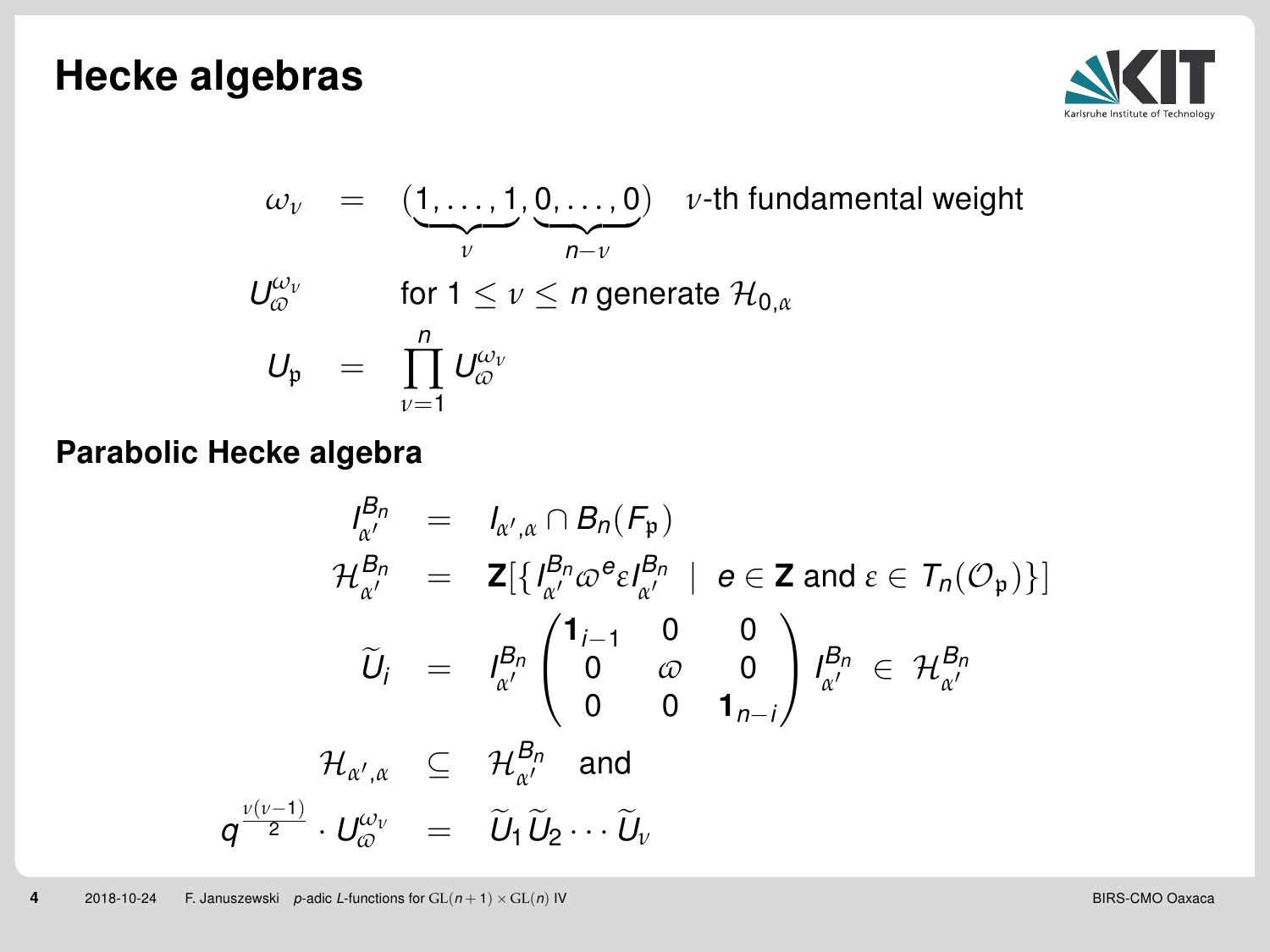# Hecke algebras

$$\omega_\nu = (\underbrace{1,\dots,1}_{\nu},\underbrace{0,\dots,0}_{n-\nu}) \quad \nu\text{-th fundamental weight}$$

$$U_\varpi^{\omega_\nu} \qquad \text{for } 1 \leq \nu \leq n \text{ generate } \mathcal{H}_{0,\alpha}$$

$$U_\mathfrak{p} = \prod_{\nu=1}^{n} U_\varpi^{\omega_\nu}$$

## Parabolic Hecke algebra

$$I_{\alpha'}^{B_n} = I_{\alpha',\alpha} \cap B_n(F_\mathfrak{p})$$

$$\mathcal{H}_{\alpha'}^{B_n} = \mathbf{Z}[\{ I_{\alpha'}^{B_n} \varpi^e \varepsilon I_{\alpha'}^{B_n} \mid e \in \mathbf{Z} \text{ and } \varepsilon \in T_n(\mathcal{O}_\mathfrak{p})\}]$$

$$\widetilde{U}_i = I_{\alpha'}^{B_n} \begin{pmatrix} \mathbf{1}_{i-1} & 0 & 0 \\ 0 & \varpi & 0 \\ 0 & 0 & \mathbf{1}_{n-i} \end{pmatrix} I_{\alpha'}^{B_n} \in \mathcal{H}_{\alpha'}^{B_n}$$

$$\mathcal{H}_{\alpha',\alpha} \subseteq \mathcal{H}_{\alpha'}^{B_n} \quad \text{and}$$

$$q^{\frac{\nu(\nu-1)}{2}} \cdot U_\varpi^{\omega_\nu} = \widetilde{U}_1 \widetilde{U}_2 \cdots \widetilde{U}_\nu$$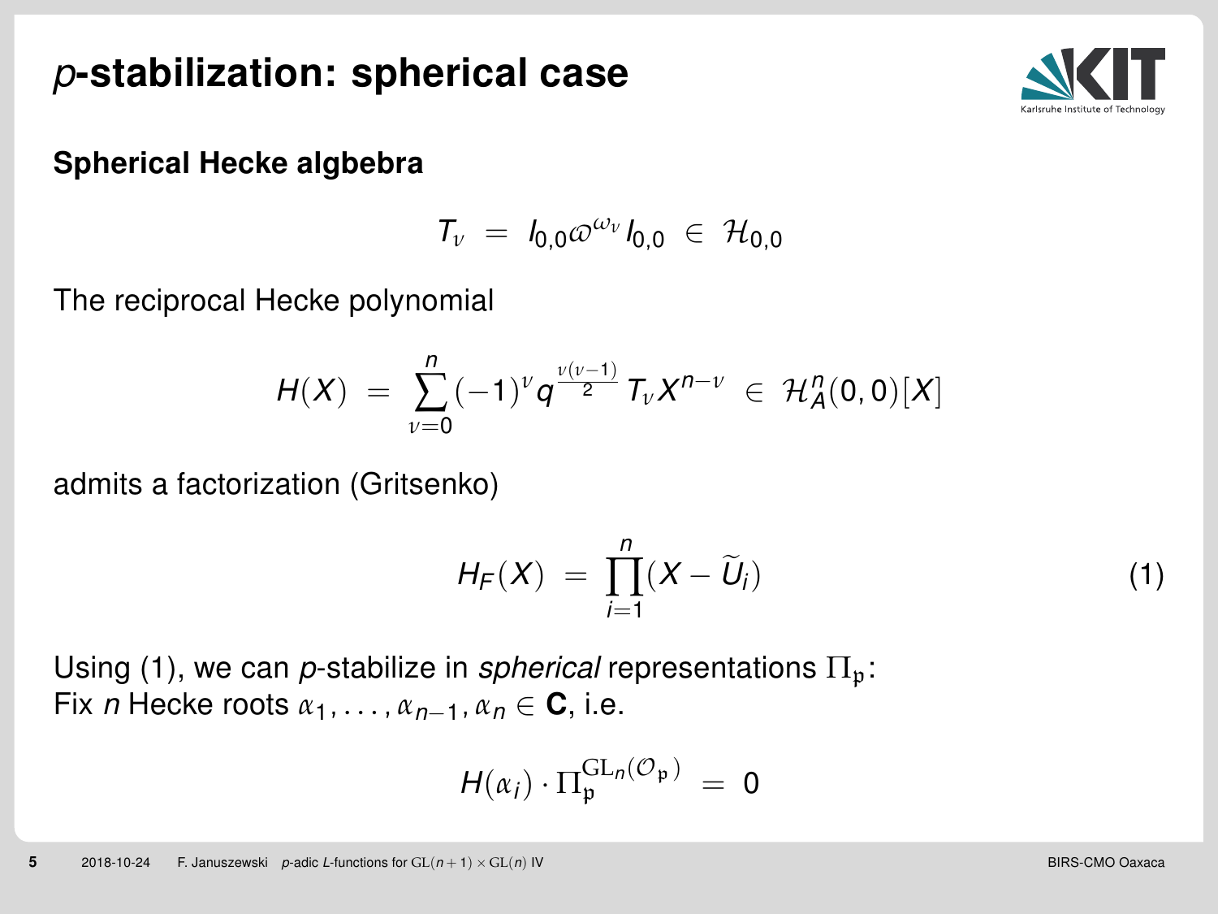# $p$-stabilization: spherical case

### Spherical Hecke algbebra

$$T_\nu \;=\; I_{0,0}\varpi^{\omega_\nu} I_{0,0} \;\in\; \mathcal{H}_{0,0}$$

The reciprocal Hecke polynomial

$$H(X) \;=\; \sum_{\nu=0}^{n} (-1)^\nu q^{\frac{\nu(\nu-1)}{2}} T_\nu X^{n-\nu} \;\in\; \mathcal{H}_A^n(0,0)[X]$$

admits a factorization (Gritsenko)

$$H_F(X) \;=\; \prod_{i=1}^{n} (X - \widetilde{U}_i) \tag{1}$$

Using (1), we can $p$-stabilize in *spherical* representations $\Pi_\mathfrak{p}$:
Fix $n$ Hecke roots $\alpha_1, \dots, \alpha_{n-1}, \alpha_n \in \mathbf{C}$, i.e.

$$H(\alpha_i) \cdot \Pi_\mathfrak{p}^{\mathrm{GL}_n(\mathcal{O}_\mathfrak{p})} \;=\; 0$$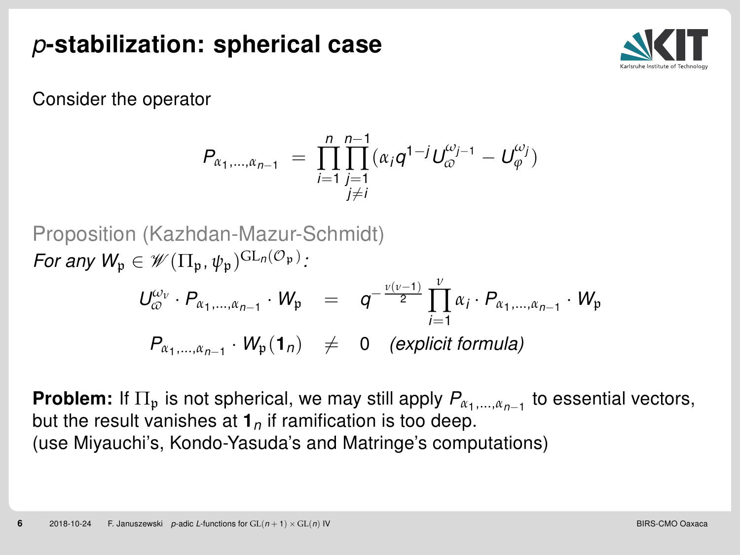# $p$-stabilization: spherical case

Consider the operator

$$P_{\alpha_1,\dots,\alpha_{n-1}} \;=\; \prod_{i=1}^{n}\prod_{\substack{j=1\\ j\neq i}}^{n-1}\left(\alpha_i q^{1-j} U_{\varpi}^{\omega_{j-1}} - U_{\varphi}^{\omega_j}\right)$$

Proposition (Kazhdan-Mazur-Schmidt)

*For any* $W_{\mathfrak{p}} \in \mathscr{W}(\Pi_{\mathfrak{p}}, \psi_{\mathfrak{p}})^{\mathrm{GL}_n(\mathcal{O}_{\mathfrak{p}})}$*:*

$$U_{\varpi}^{\omega_\nu} \cdot P_{\alpha_1,\dots,\alpha_{n-1}} \cdot W_{\mathfrak{p}} \quad = \quad q^{-\frac{\nu(\nu-1)}{2}} \prod_{i=1}^{\nu} \alpha_i \cdot P_{\alpha_1,\dots,\alpha_{n-1}} \cdot W_{\mathfrak{p}}$$

$$P_{\alpha_1,\dots,\alpha_{n-1}} \cdot W_{\mathfrak{p}}(\mathbf{1}_n) \quad \neq \quad 0 \quad \textit{(explicit formula)}$$

**Problem:** If $\Pi_{\mathfrak{p}}$ is not spherical, we may still apply $P_{\alpha_1,\dots,\alpha_{n-1}}$ to essential vectors, but the result vanishes at $\mathbf{1}_n$ if ramification is too deep.
(use Miyauchi's, Kondo-Yasuda's and Matringe's computations)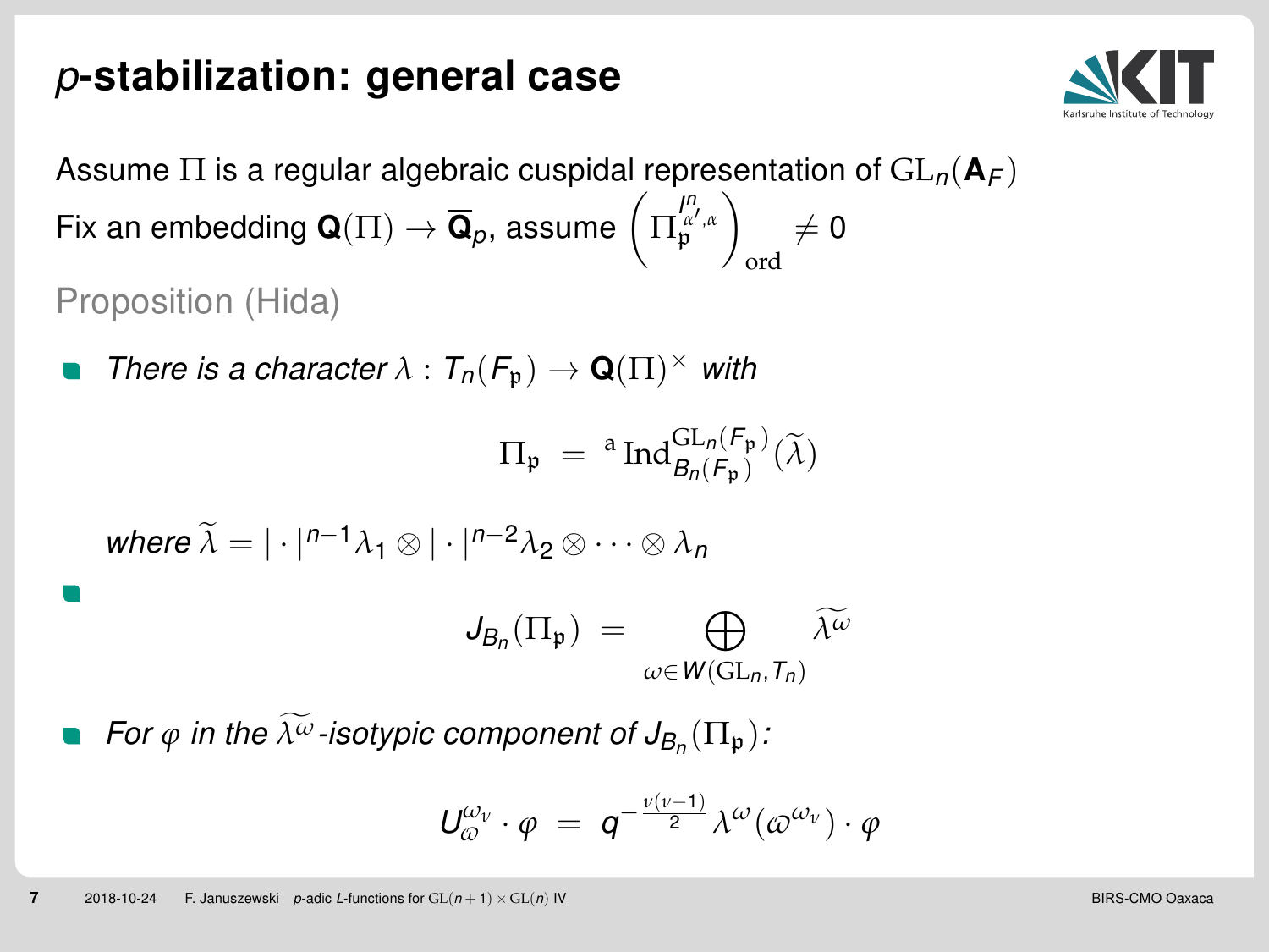# $p$-stabilization: general case

Assume $\Pi$ is a regular algebraic cuspidal representation of $\mathrm{GL}_n(\mathbf{A}_F)$

Fix an embedding $\mathbf{Q}(\Pi) \to \overline{\mathbf{Q}}_p$, assume $\left(\Pi_{\mathfrak{p}}^{I^n_{\alpha',\alpha}}\right)_{\mathrm{ord}} \neq 0$

Proposition (Hida)

- *There is a character $\lambda : T_n(F_{\mathfrak{p}}) \to \mathbf{Q}(\Pi)^\times$ with*

$$\Pi_{\mathfrak{p}} \;=\; {}^{\mathrm{a}}\,\mathrm{Ind}_{B_n(F_{\mathfrak{p}})}^{\mathrm{GL}_n(F_{\mathfrak{p}})}(\widetilde{\lambda})$$

  *where $\widetilde{\lambda} = |\cdot|^{n-1}\lambda_1 \otimes |\cdot|^{n-2}\lambda_2 \otimes \cdots \otimes \lambda_n$*

- $$J_{B_n}(\Pi_{\mathfrak{p}}) \;=\; \bigoplus_{\omega \in W(\mathrm{GL}_n, T_n)} \widetilde{\lambda^\omega}$$

- *For $\varphi$ in the $\widetilde{\lambda^\omega}$-isotypic component of $J_{B_n}(\Pi_{\mathfrak{p}})$:*

$$U_{\varpi}^{\omega_\nu} \cdot \varphi \;=\; q^{-\frac{\nu(\nu-1)}{2}} \lambda^\omega(\varpi^{\omega_\nu}) \cdot \varphi$$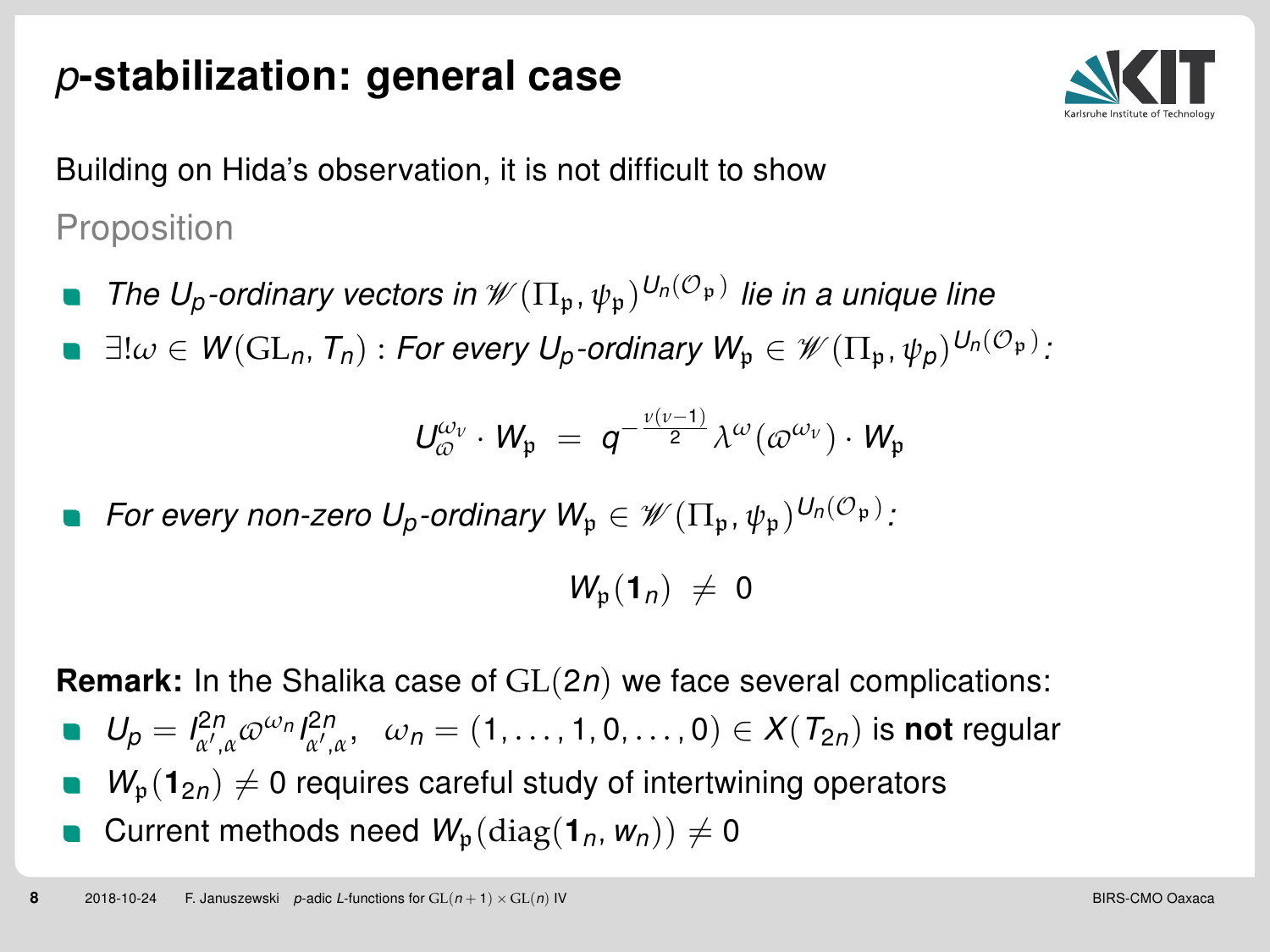# $p$-stabilization: general case

Building on Hida's observation, it is not difficult to show

Proposition

- *The $U_p$-ordinary vectors in $\mathscr{W}(\Pi_\mathfrak{p}, \psi_\mathfrak{p})^{U_n(\mathcal{O}_\mathfrak{p})}$ lie in a unique line*
- $\exists! \omega \in W(\mathrm{GL}_n, T_n)$ : *For every $U_p$-ordinary $W_\mathfrak{p} \in \mathscr{W}(\Pi_\mathfrak{p}, \psi_p)^{U_n(\mathcal{O}_\mathfrak{p})}$:*

$$U_\varpi^{\omega_\nu} \cdot W_\mathfrak{p} \;=\; q^{-\frac{\nu(\nu-1)}{2}} \lambda^\omega(\varpi^{\omega_\nu}) \cdot W_\mathfrak{p}$$

- *For every non-zero $U_p$-ordinary $W_\mathfrak{p} \in \mathscr{W}(\Pi_\mathfrak{p}, \psi_\mathfrak{p})^{U_n(\mathcal{O}_\mathfrak{p})}$:*

$$W_\mathfrak{p}(\mathbf{1}_n) \;\neq\; 0$$

**Remark:** In the Shalika case of $\mathrm{GL}(2n)$ we face several complications:

- $U_p = I^{2n}_{\alpha',\alpha} \varpi^{\omega_n} I^{2n}_{\alpha',\alpha}$, $\;\omega_n = (1, \dots, 1, 0, \dots, 0) \in X(T_{2n})$ is **not** regular
- $W_\mathfrak{p}(\mathbf{1}_{2n}) \neq 0$ requires careful study of intertwining operators
- Current methods need $W_\mathfrak{p}(\mathrm{diag}(\mathbf{1}_n, w_n)) \neq 0$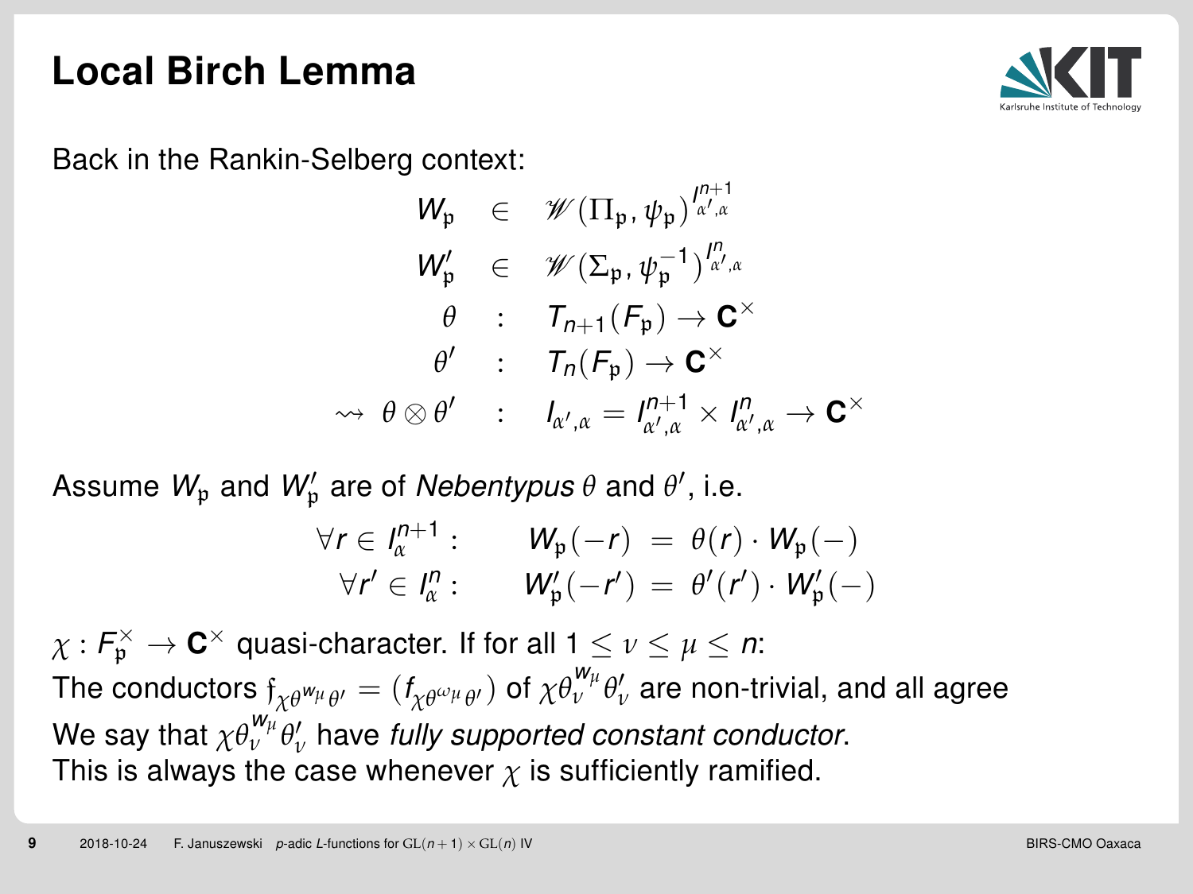# Local Birch Lemma

Back in the Rankin-Selberg context:

$$
\begin{array}{rcl}
W_{\mathfrak{p}} & \in & \mathscr{W}(\Pi_{\mathfrak{p}}, \psi_{\mathfrak{p}})^{I^{n+1}_{\alpha',\alpha}} \\
W'_{\mathfrak{p}} & \in & \mathscr{W}(\Sigma_{\mathfrak{p}}, \psi_{\mathfrak{p}}^{-1})^{I^{n}_{\alpha',\alpha}} \\
\theta & : & T_{n+1}(F_{\mathfrak{p}}) \to \mathbf{C}^\times \\
\theta' & : & T_{n}(F_{\mathfrak{p}}) \to \mathbf{C}^\times \\
\rightsquigarrow \ \theta \otimes \theta' & : & I_{\alpha',\alpha} = I^{n+1}_{\alpha',\alpha} \times I^{n}_{\alpha',\alpha} \to \mathbf{C}^\times
\end{array}
$$

Assume $W_{\mathfrak{p}}$ and $W'_{\mathfrak{p}}$ are of *Nebentypus* $\theta$ and $\theta'$, i.e.

$$
\begin{array}{rrcl}
\forall r \in I^{n+1}_{\alpha} : & W_{\mathfrak{p}}(-r) & = & \theta(r) \cdot W_{\mathfrak{p}}(-) \\
\forall r' \in I^{n}_{\alpha} : & W'_{\mathfrak{p}}(-r') & = & \theta'(r') \cdot W'_{\mathfrak{p}}(-)
\end{array}
$$

$\chi : F_{\mathfrak{p}}^\times \to \mathbf{C}^\times$ quasi-character. If for all $1 \leq \nu \leq \mu \leq n$:
The conductors $\mathfrak{f}_{\chi\theta^{w_\mu}\theta'} = (f_{\chi\theta^{\omega_\mu}\theta'})$ of $\chi\theta_\nu^{w_\mu}\theta'_\nu$ are non-trivial, and all agree
We say that $\chi\theta_\nu^{w_\mu}\theta'_\nu$ have *fully supported constant conductor*.
This is always the case whenever $\chi$ is sufficiently ramified.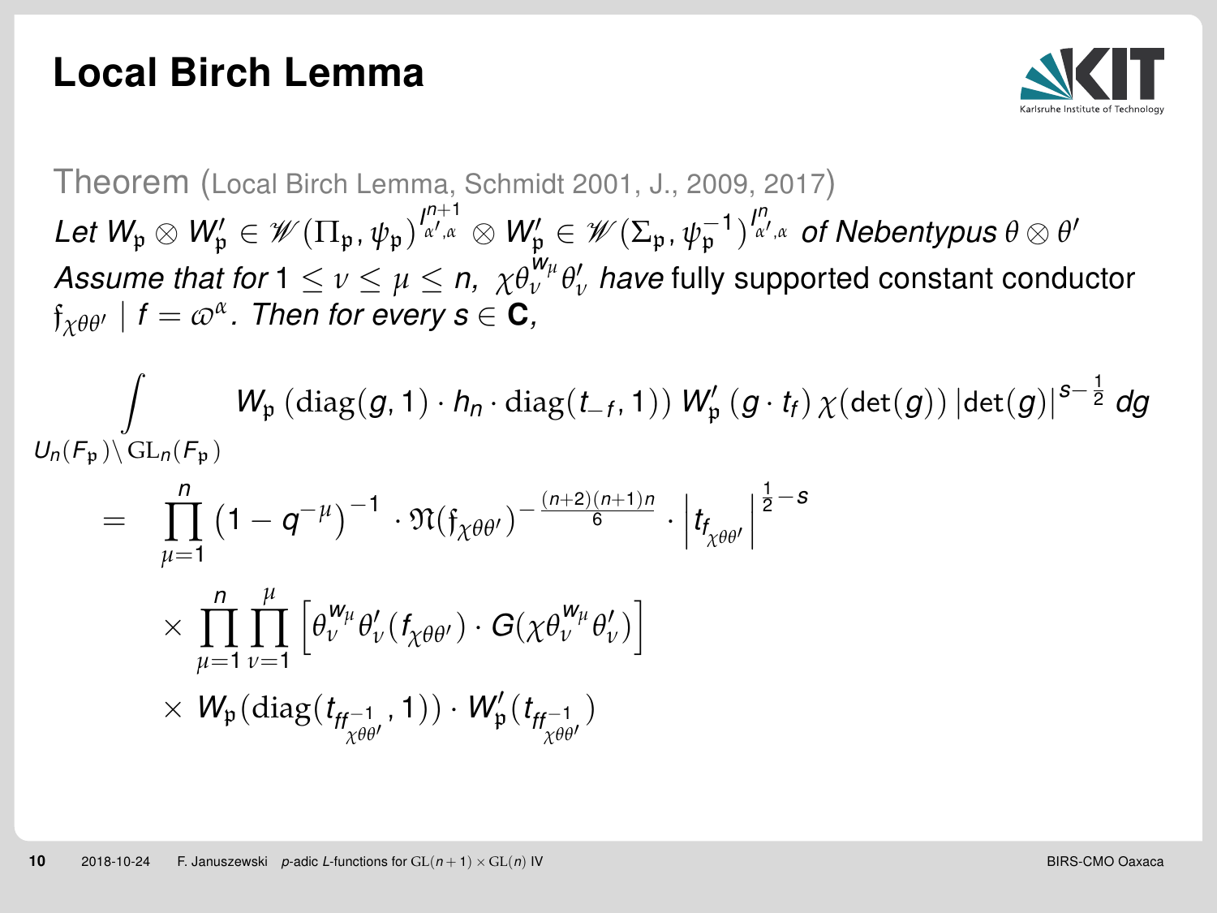# Local Birch Lemma

Theorem (Local Birch Lemma, Schmidt 2001, J., 2009, 2017)

*Let* $W_{\mathfrak{p}} \otimes W'_{\mathfrak{p}} \in \mathscr{W}(\Pi_{\mathfrak{p}}, \psi_{\mathfrak{p}})^{I^{n+1}_{\alpha',\alpha}} \otimes W'_{\mathfrak{p}} \in \mathscr{W}(\Sigma_{\mathfrak{p}}, \psi_{\mathfrak{p}}^{-1})^{I^{n}_{\alpha',\alpha}}$ *of Nebentypus* $\theta \otimes \theta'$
*Assume that for* $1 \leq \nu \leq \mu \leq n$*,* $\chi\theta_\nu^{w_\mu}\theta'_\nu$ *have* fully supported constant conductor $\mathfrak{f}_{\chi\theta\theta'} \mid f = \varpi^\alpha$*. Then for every* $s \in \mathbf{C}$*,*

$$\int\limits_{U_n(F_{\mathfrak{p}})\backslash \mathrm{GL}_n(F_{\mathfrak{p}})} W_{\mathfrak{p}}\left(\mathrm{diag}(g,1)\cdot h_n \cdot \mathrm{diag}(t_{-f},1)\right) W'_{\mathfrak{p}}\left(g \cdot t_f\right)\chi(\det(g))\left|\det(g)\right|^{s-\frac{1}{2}}dg$$

$$= \prod_{\mu=1}^{n}\left(1-q^{-\mu}\right)^{-1}\cdot \mathfrak{N}(\mathfrak{f}_{\chi\theta\theta'})^{-\frac{(n+2)(n+1)n}{6}}\cdot \left|t_{f_{\chi\theta\theta'}}\right|^{\frac{1}{2}-s}$$

$$\times \prod_{\mu=1}^{n}\prod_{\nu=1}^{\mu}\left[\theta_\nu^{w_\mu}\theta'_\nu(f_{\chi\theta\theta'})\cdot G(\chi\theta_\nu^{w_\mu}\theta'_\nu)\right]$$

$$\times\ W_{\mathfrak{p}}(\mathrm{diag}(t_{ff^{-1}_{\chi\theta\theta'}},1))\cdot W'_{\mathfrak{p}}(t_{ff^{-1}_{\chi\theta\theta'}})$$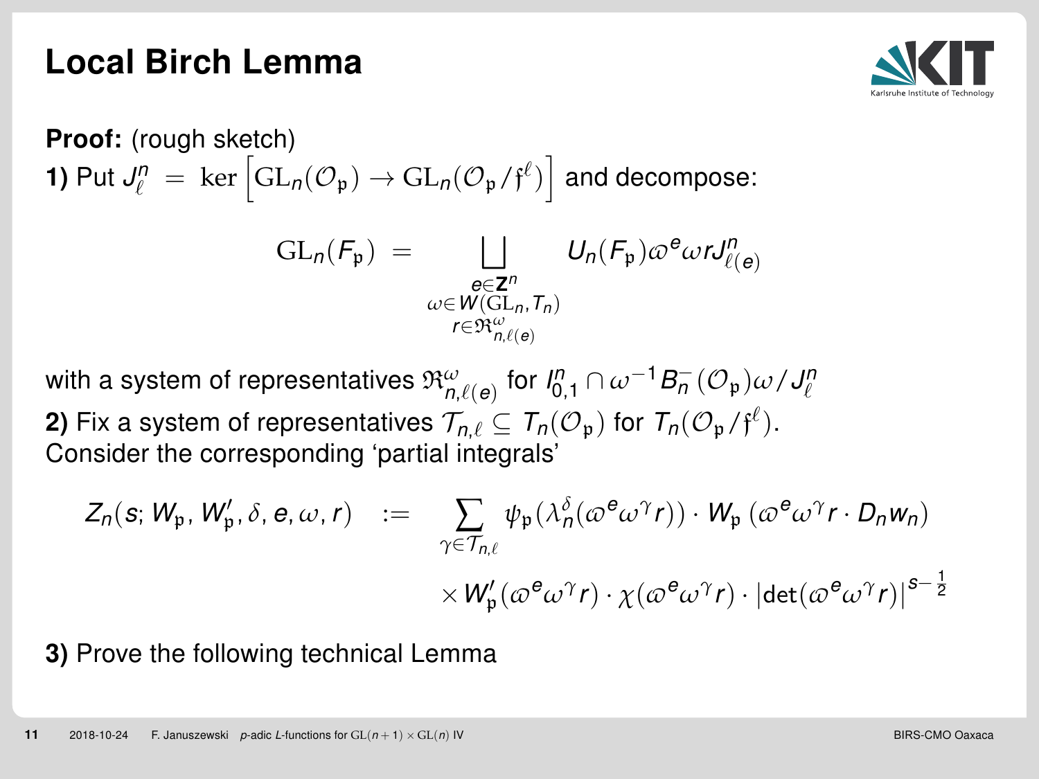# Local Birch Lemma

**Proof:** (rough sketch)

**1)** Put $J_\ell^n \;=\; \ker\left[\mathrm{GL}_n(\mathcal{O}_\mathfrak{p}) \to \mathrm{GL}_n(\mathcal{O}_\mathfrak{p}/\mathfrak{f}^\ell)\right]$ and decompose:

$$\mathrm{GL}_n(F_\mathfrak{p}) \;=\; \bigsqcup_{\substack{e\in\mathbf{Z}^n\\ \omega\in W(\mathrm{GL}_n,T_n)\\ r\in\mathfrak{R}^\omega_{n,\ell(e)}}} U_n(F_\mathfrak{p})\varpi^e\omega r J^n_{\ell(e)}$$

with a system of representatives $\mathfrak{R}^\omega_{n,\ell(e)}$ for $I^n_{0,1}\cap\omega^{-1}B_n^-(\mathcal{O}_\mathfrak{p})\omega/J^n_\ell$

**2)** Fix a system of representatives $\mathcal{T}_{n,\ell}\subseteq T_n(\mathcal{O}_\mathfrak{p})$ for $T_n(\mathcal{O}_\mathfrak{p}/\mathfrak{f}^\ell)$.
Consider the corresponding 'partial integrals'

$$\begin{aligned}
Z_n(s;W_\mathfrak{p},W'_\mathfrak{p},\delta,e,\omega,r) \quad := \quad & \sum_{\gamma\in\mathcal{T}_{n,\ell}} \psi_\mathfrak{p}(\lambda_n^\delta(\varpi^e\omega^\gamma r))\cdot W_\mathfrak{p}\left(\varpi^e\omega^\gamma r\cdot D_n w_n\right)\\
& \times W'_\mathfrak{p}(\varpi^e\omega^\gamma r)\cdot\chi(\varpi^e\omega^\gamma r)\cdot\left|\det(\varpi^e\omega^\gamma r)\right|^{s-\frac{1}{2}}
\end{aligned}$$

**3)** Prove the following technical Lemma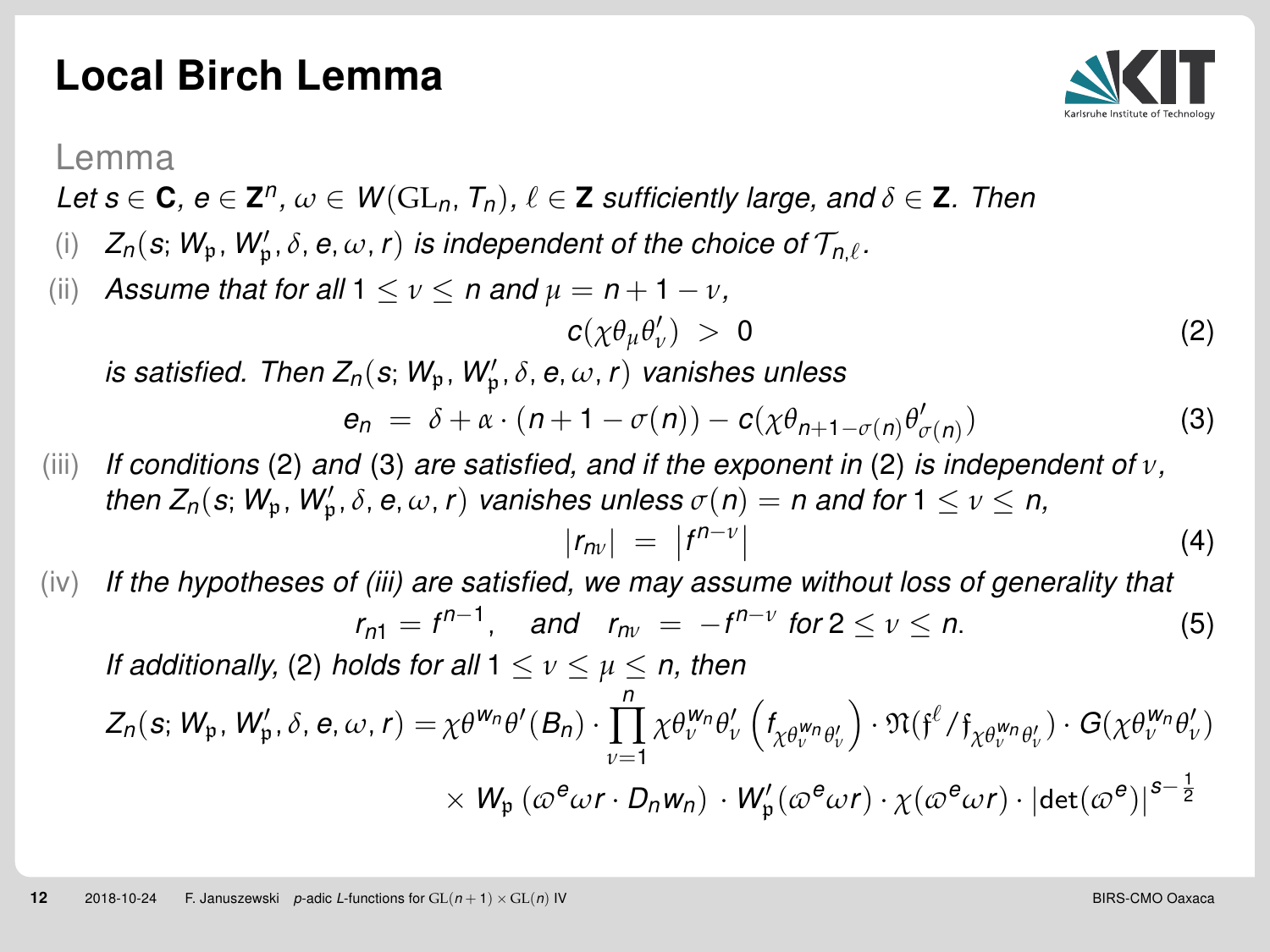# Local Birch Lemma

**Lemma**

*Let $s \in \mathbf{C}$, $e \in \mathbf{Z}^n$, $\omega \in W(\mathrm{GL}_n, T_n)$, $\ell \in \mathbf{Z}$ sufficiently large, and $\delta \in \mathbf{Z}$. Then*

(i) *$Z_n(s; W_{\mathfrak{p}}, W'_{\mathfrak{p}}, \delta, e, \omega, r)$ is independent of the choice of $\mathcal{T}_{n,\ell}$.*

(ii) *Assume that for all $1 \leq \nu \leq n$ and $\mu = n + 1 - \nu$,*

$$c(\chi\theta_\mu\theta'_\nu) \;>\; 0 \tag{2}$$

*is satisfied. Then $Z_n(s; W_{\mathfrak{p}}, W'_{\mathfrak{p}}, \delta, e, \omega, r)$ vanishes unless*

$$e_n \;=\; \delta + \alpha \cdot (n + 1 - \sigma(n)) - c(\chi\theta_{n+1-\sigma(n)}\theta'_{\sigma(n)}) \tag{3}$$

(iii) *If conditions (2) and (3) are satisfied, and if the exponent in (2) is independent of $\nu$, then $Z_n(s; W_{\mathfrak{p}}, W'_{\mathfrak{p}}, \delta, e, \omega, r)$ vanishes unless $\sigma(n) = n$ and for $1 \leq \nu \leq n$,*

$$|r_{n\nu}| \;=\; \left|f^{n-\nu}\right| \tag{4}$$

(iv) *If the hypotheses of (iii) are satisfied, we may assume without loss of generality that*

$$r_{n1} = f^{n-1}, \quad \text{and} \quad r_{n\nu} \;=\; -f^{n-\nu} \text{ for } 2 \leq \nu \leq n. \tag{5}$$

*If additionally, (2) holds for all $1 \leq \nu \leq \mu \leq n$, then*

$$Z_n(s; W_{\mathfrak{p}}, W'_{\mathfrak{p}}, \delta, e, \omega, r) = \chi\theta^{w_n}\theta'(B_n) \cdot \prod_{\nu=1}^{n} \chi\theta_\nu^{w_n}\theta'_\nu\left(f_{\chi\theta_\nu^{w_n}\theta'_\nu}\right) \cdot \mathfrak{N}(\mathfrak{f}^\ell / \mathfrak{f}_{\chi\theta_\nu^{w_n}\theta'_\nu}) \cdot G(\chi\theta_\nu^{w_n}\theta'_\nu)$$
$$\times\; W_{\mathfrak{p}}\left(\varpi^e\omega r \cdot D_n w_n\right) \cdot W'_{\mathfrak{p}}(\varpi^e\omega r) \cdot \chi(\varpi^e\omega r) \cdot \left|\det(\varpi^e)\right|^{s-\frac{1}{2}}$$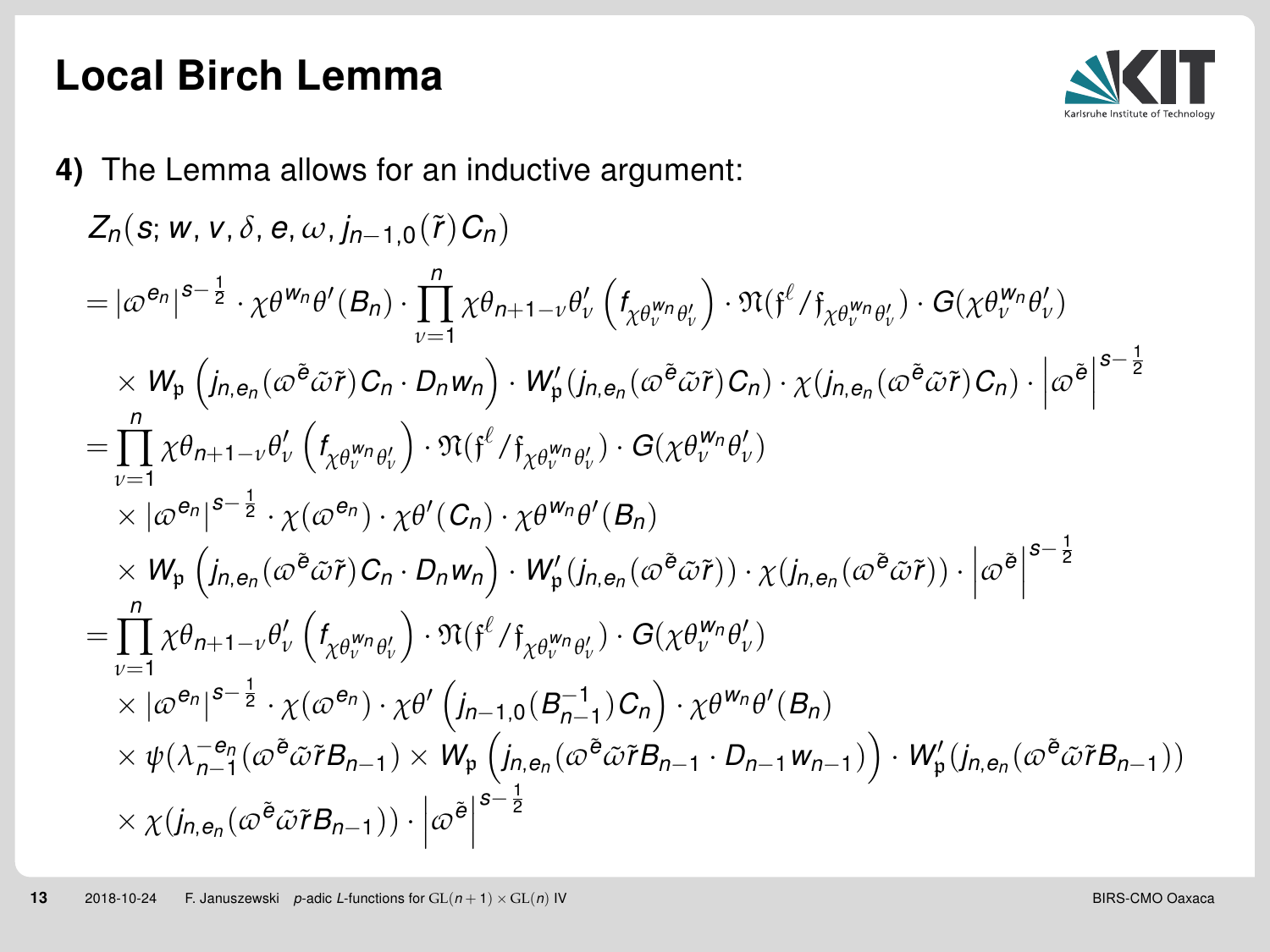# Local Birch Lemma

**4)** The Lemma allows for an inductive argument:

$$
\begin{aligned}
&Z_n(s; w, v, \delta, e, \omega, j_{n-1,0}(\tilde{r})C_n) \\
&= |\varpi^{e_n}|^{s-\frac{1}{2}} \cdot \chi\theta^{w_n}\theta'(B_n) \cdot \prod_{\nu=1}^{n} \chi\theta_{n+1-\nu}\theta'_\nu \left(f_{\chi\theta_\nu^{w_n}\theta'_\nu}\right) \cdot \mathfrak{N}(\mathfrak{f}^\ell / \mathfrak{f}_{\chi\theta_\nu^{w_n}\theta'_\nu}) \cdot G(\chi\theta_\nu^{w_n}\theta'_\nu) \\
&\quad \times W_{\mathfrak{p}}\left(j_{n,e_n}(\varpi^{\tilde{e}}\tilde{\omega}\tilde{r})C_n \cdot D_n w_n\right) \cdot W'_{\mathfrak{p}}(j_{n,e_n}(\varpi^{\tilde{e}}\tilde{\omega}\tilde{r})C_n) \cdot \chi(j_{n,e_n}(\varpi^{\tilde{e}}\tilde{\omega}\tilde{r})C_n) \cdot \left|\varpi^{\tilde{e}}\right|^{s-\frac{1}{2}} \\
&= \prod_{\nu=1}^{n} \chi\theta_{n+1-\nu}\theta'_\nu \left(f_{\chi\theta_\nu^{w_n}\theta'_\nu}\right) \cdot \mathfrak{N}(\mathfrak{f}^\ell / \mathfrak{f}_{\chi\theta_\nu^{w_n}\theta'_\nu}) \cdot G(\chi\theta_\nu^{w_n}\theta'_\nu) \\
&\quad \times |\varpi^{e_n}|^{s-\frac{1}{2}} \cdot \chi(\varpi^{e_n}) \cdot \chi\theta'(C_n) \cdot \chi\theta^{w_n}\theta'(B_n) \\
&\quad \times W_{\mathfrak{p}}\left(j_{n,e_n}(\varpi^{\tilde{e}}\tilde{\omega}\tilde{r})C_n \cdot D_n w_n\right) \cdot W'_{\mathfrak{p}}(j_{n,e_n}(\varpi^{\tilde{e}}\tilde{\omega}\tilde{r})) \cdot \chi(j_{n,e_n}(\varpi^{\tilde{e}}\tilde{\omega}\tilde{r})) \cdot \left|\varpi^{\tilde{e}}\right|^{s-\frac{1}{2}} \\
&= \prod_{\nu=1}^{n} \chi\theta_{n+1-\nu}\theta'_\nu \left(f_{\chi\theta_\nu^{w_n}\theta'_\nu}\right) \cdot \mathfrak{N}(\mathfrak{f}^\ell / \mathfrak{f}_{\chi\theta_\nu^{w_n}\theta'_\nu}) \cdot G(\chi\theta^{w_n}\theta'_\nu) \\
&\quad \times |\varpi^{e_n}|^{s-\frac{1}{2}} \cdot \chi(\varpi^{e_n}) \cdot \chi\theta'\left(j_{n-1,0}(B_{n-1}^{-1})C_n\right) \cdot \chi\theta^{w_n}\theta'(B_n) \\
&\quad \times \psi(\lambda_{n-1}^{-e_n}(\varpi^{\tilde{e}}\tilde{\omega}\tilde{r}B_{n-1}) \times W_{\mathfrak{p}}\left(j_{n,e_n}(\varpi^{\tilde{e}}\tilde{\omega}\tilde{r}B_{n-1} \cdot D_{n-1}w_{n-1})\right) \cdot W'_{\mathfrak{p}}(j_{n,e_n}(\varpi^{\tilde{e}}\tilde{\omega}\tilde{r}B_{n-1})) \\
&\quad \times \chi(j_{n,e_n}(\varpi^{\tilde{e}}\tilde{\omega}\tilde{r}B_{n-1})) \cdot \left|\varpi^{\tilde{e}}\right|^{s-\frac{1}{2}}
\end{aligned}
$$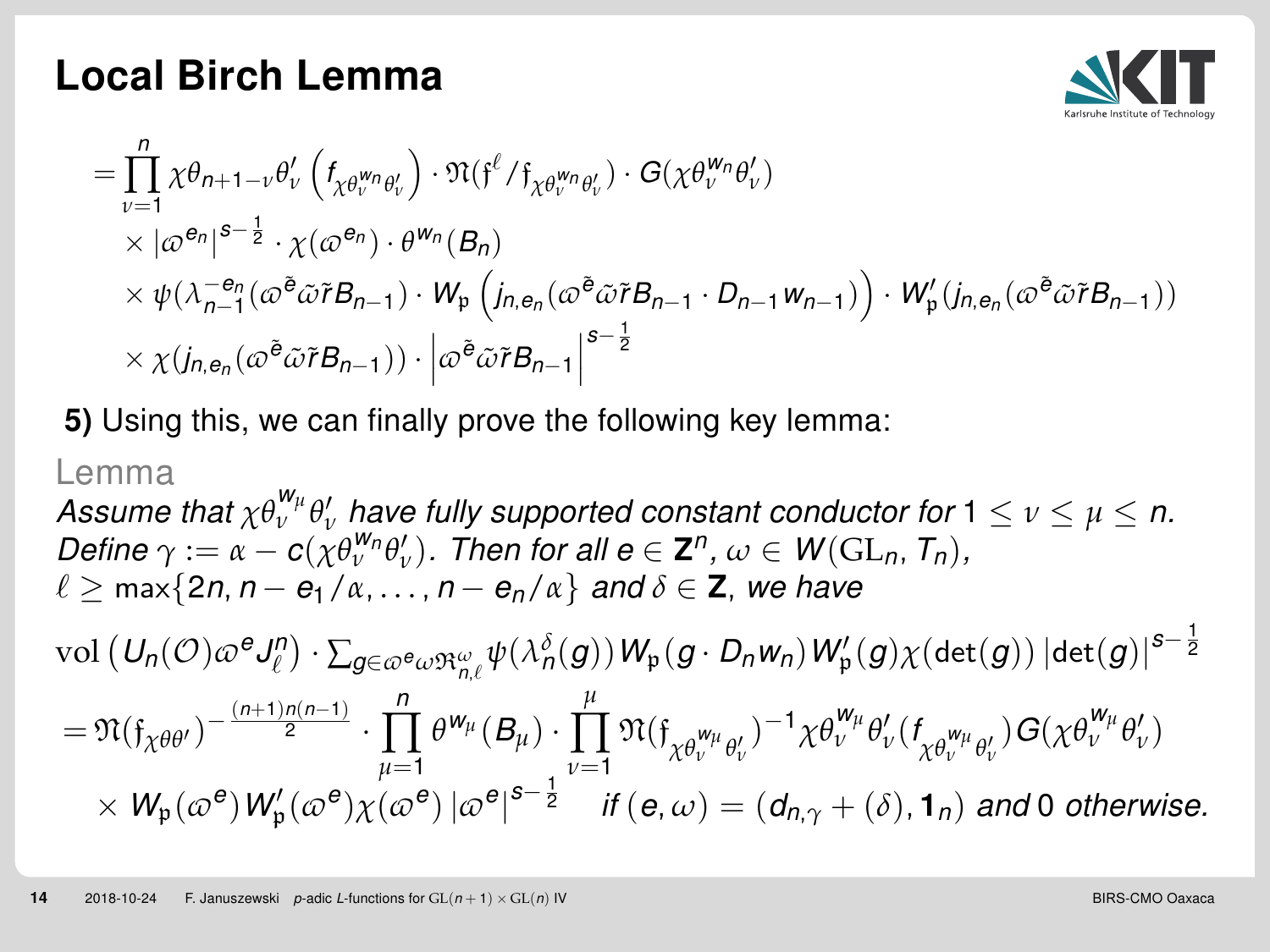# Local Birch Lemma

$$
\begin{aligned}
&= \prod_{\nu=1}^{n} \chi\theta_{n+1-\nu}\theta'_\nu \left( f_{\chi\theta_\nu^{w_n}\theta'_\nu} \right) \cdot \mathfrak{N}(\mathfrak{f}^\ell / \mathfrak{f}_{\chi\theta_\nu^{w_n}\theta'_\nu}) \cdot G(\chi\theta_\nu^{w_n}\theta'_\nu) \\
&\quad \times |\varpi^{e_n}|^{s-\frac{1}{2}} \cdot \chi(\varpi^{e_n}) \cdot \theta^{w_n}(B_n) \\
&\quad \times \psi(\lambda_{n-1}^{-e_n}(\varpi^{\tilde{e}}\tilde{\omega}\tilde{r}B_{n-1}) \cdot W_{\mathfrak{p}} \left( j_{n,e_n}(\varpi^{\tilde{e}}\tilde{\omega}\tilde{r}B_{n-1} \cdot D_{n-1}w_{n-1}) \right) \cdot W'_{\mathfrak{p}}(j_{n,e_n}(\varpi^{\tilde{e}}\tilde{\omega}\tilde{r}B_{n-1})) \\
&\quad \times \chi(j_{n,e_n}(\varpi^{\tilde{e}}\tilde{\omega}\tilde{r}B_{n-1})) \cdot \left| \varpi^{\tilde{e}}\tilde{\omega}\tilde{r}B_{n-1} \right|^{s-\frac{1}{2}}
\end{aligned}
$$

**5)** Using this, we can finally prove the following key lemma:

**Lemma**

*Assume that $\chi\theta_\nu^{w_\mu}\theta'_\nu$ have fully supported constant conductor for $1 \leq \nu \leq \mu \leq n$. Define $\gamma := \alpha - c(\chi\theta_\nu^{w_n}\theta'_\nu)$. Then for all $e \in \mathbf{Z}^n$, $\omega \in W(\mathrm{GL}_n, T_n)$, $\ell \geq \max\{2n, n - e_1/\alpha, \ldots, n - e_n/\alpha\}$ and $\delta \in \mathbf{Z}$, we have*

$$
\begin{aligned}
&\mathrm{vol}\left(U_n(\mathcal{O})\varpi^e J_\ell^n\right) \cdot \sum_{g \in \varpi^e \omega \mathfrak{R}_{n,\ell}^\omega} \psi(\lambda_n^\delta(g)) W_{\mathfrak{p}}(g \cdot D_n w_n) W'_{\mathfrak{p}}(g) \chi(\det(g)) \left|\det(g)\right|^{s-\frac{1}{2}} \\
&= \mathfrak{N}(\mathfrak{f}_{\chi\theta\theta'})^{-\frac{(n+1)n(n-1)}{2}} \cdot \prod_{\mu=1}^{n} \theta^{w_\mu}(B_\mu) \cdot \prod_{\nu=1}^{\mu} \mathfrak{N}(\mathfrak{f}_{\chi\theta_\nu^{w_\mu}\theta'_\nu})^{-1} \chi\theta_\nu^{w_\mu}\theta'_\nu(f_{\chi\theta_\nu^{w_\mu}\theta'_\nu}) G(\chi\theta_\nu^{w_\mu}\theta'_\nu) \\
&\quad \times W_{\mathfrak{p}}(\varpi^e) W'_{\mathfrak{p}}(\varpi^e) \chi(\varpi^e) \left|\varpi^e\right|^{s-\frac{1}{2}} \quad \textit{if } (e, \omega) = (d_{n,\gamma} + (\delta), \mathbf{1}_n) \textit{ and } 0 \textit{ otherwise.}
\end{aligned}
$$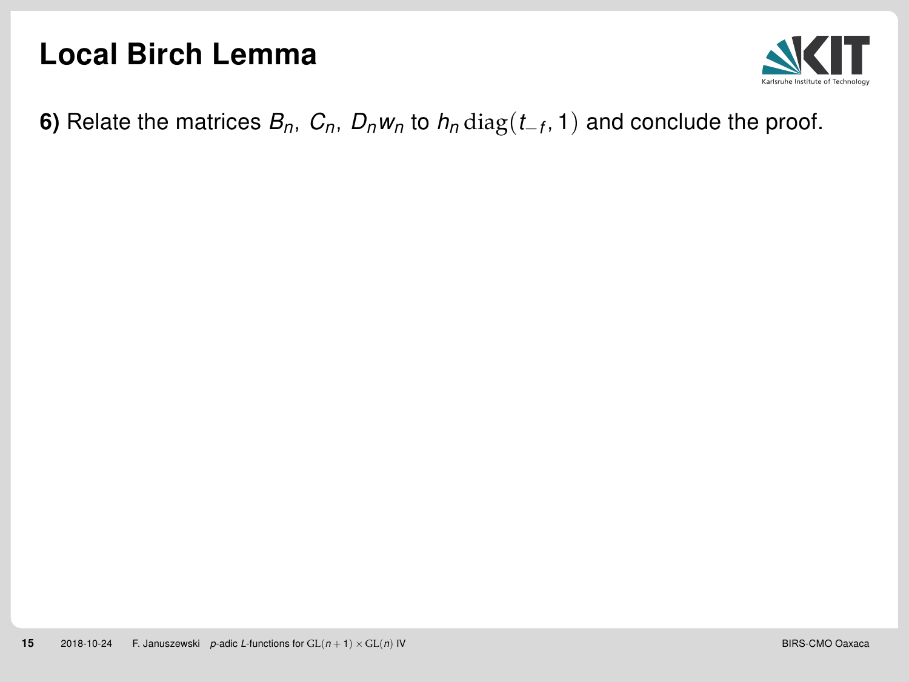# Local Birch Lemma

**6)** Relate the matrices $B_n$, $C_n$, $D_n w_n$ to $h_n \operatorname{diag}(t_{-f}, 1)$ and conclude the proof.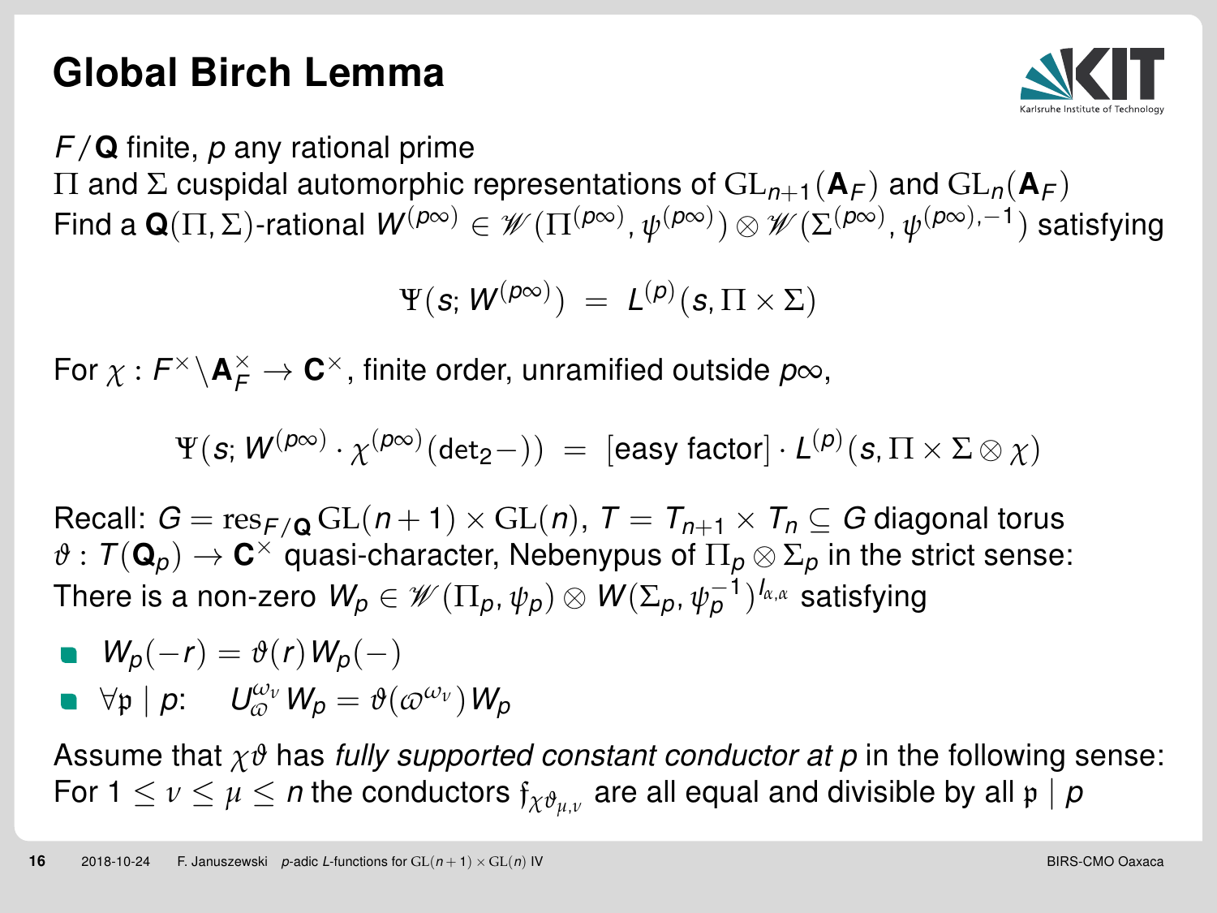# Global Birch Lemma

$F/\mathbf{Q}$ finite, $p$ any rational prime
$\Pi$ and $\Sigma$ cuspidal automorphic representations of $\mathrm{GL}_{n+1}(\mathbf{A}_F)$ and $\mathrm{GL}_n(\mathbf{A}_F)$
Find a $\mathbf{Q}(\Pi,\Sigma)$-rational $W^{(p\infty)} \in \mathscr{W}(\Pi^{(p\infty)}, \psi^{(p\infty)}) \otimes \mathscr{W}(\Sigma^{(p\infty)}, \psi^{(p\infty),-1})$ satisfying

$$\Psi(s; W^{(p\infty)}) \;=\; L^{(p)}(s, \Pi \times \Sigma)$$

For $\chi : F^\times \backslash \mathbf{A}_F^\times \to \mathbf{C}^\times$, finite order, unramified outside $p\infty$,

$$\Psi(s; W^{(p\infty)} \cdot \chi^{(p\infty)}(\det_2 -)) \;=\; [\text{easy factor}] \cdot L^{(p)}(s, \Pi \times \Sigma \otimes \chi)$$

Recall: $G = \mathrm{res}_{F/\mathbf{Q}}\, \mathrm{GL}(n+1) \times \mathrm{GL}(n)$, $T = T_{n+1} \times T_n \subseteq G$ diagonal torus
$\vartheta : T(\mathbf{Q}_p) \to \mathbf{C}^\times$ quasi-character, Nebenypus of $\Pi_p \otimes \Sigma_p$ in the strict sense:
There is a non-zero $W_p \in \mathscr{W}(\Pi_p, \psi_p) \otimes W(\Sigma_p, \psi_p^{-1})^{I_{\alpha,\alpha}}$ satisfying

- $W_p(-r) = \vartheta(r) W_p(-)$
- $\forall \mathfrak{p} \mid p$: $\quad U_\varpi^{\omega_\nu} W_p = \vartheta(\varpi^{\omega_\nu}) W_p$

Assume that $\chi\vartheta$ has *fully supported constant conductor at $p$* in the following sense:
For $1 \le \nu \le \mu \le n$ the conductors $\mathfrak{f}_{\chi\vartheta_{\mu,\nu}}$ are all equal and divisible by all $\mathfrak{p} \mid p$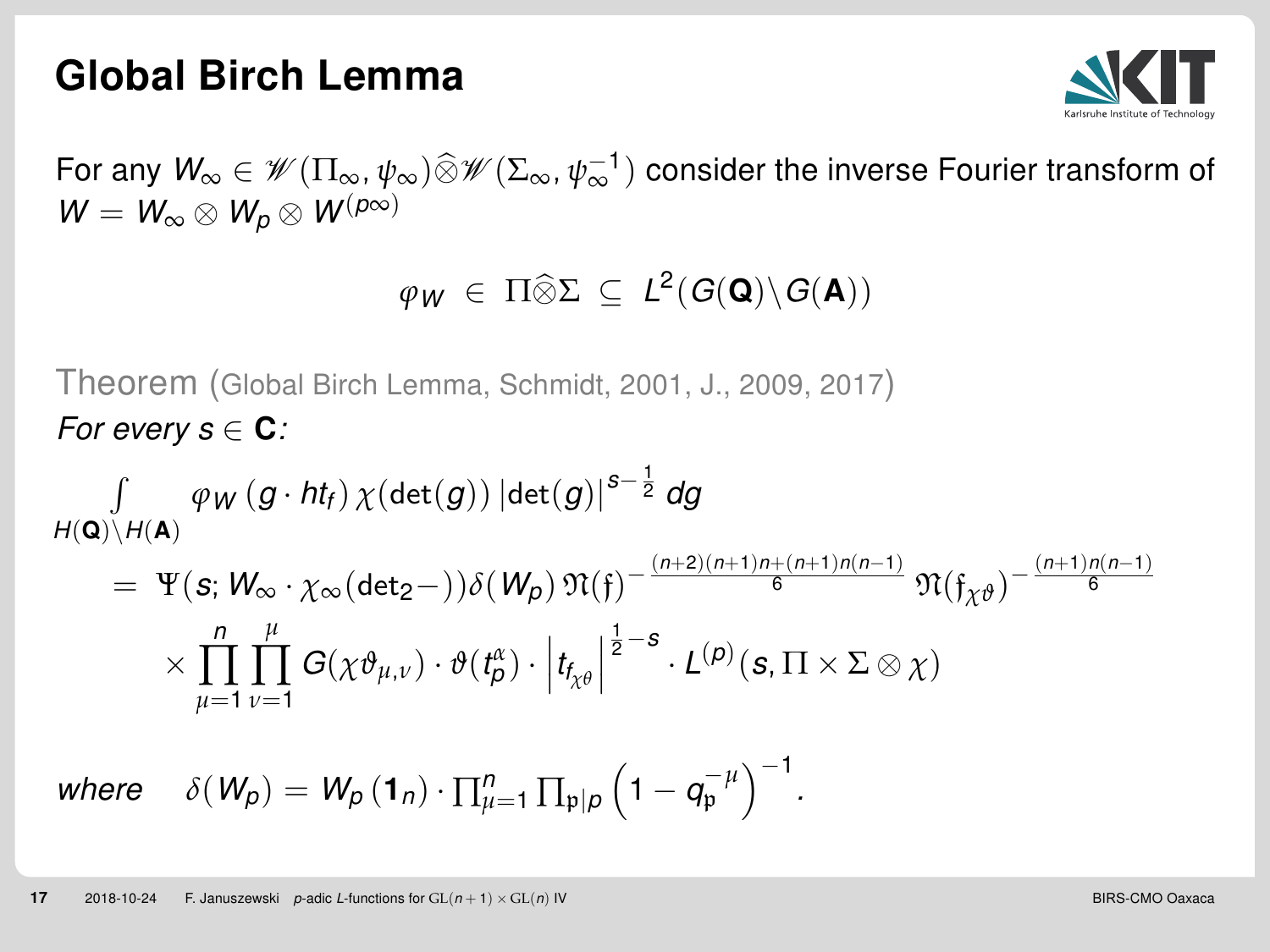# Global Birch Lemma

For any $W_\infty \in \mathscr{W}(\Pi_\infty, \psi_\infty) \widehat{\otimes} \mathscr{W}(\Sigma_\infty, \psi_\infty^{-1})$ consider the inverse Fourier transform of $W = W_\infty \otimes W_p \otimes W^{(p\infty)}$

$$\varphi_W \;\in\; \Pi \widehat{\otimes} \Sigma \;\subseteq\; L^2(G(\mathbf{Q}) \backslash G(\mathbf{A}))$$

Theorem (Global Birch Lemma, Schmidt, 2001, J., 2009, 2017)

*For every $s \in \mathbf{C}$:*

$$\int\limits_{H(\mathbf{Q})\backslash H(\mathbf{A})} \varphi_W\left(g \cdot ht_f\right) \chi(\det(g)) \, |\det(g)|^{s-\frac{1}{2}} \, dg$$

$$= \Psi(s; W_\infty \cdot \chi_\infty(\det_2 -)) \delta(W_p) \, \mathfrak{N}(\mathfrak{f})^{-\frac{(n+2)(n+1)n+(n+1)n(n-1)}{6}} \, \mathfrak{N}(\mathfrak{f}_{\chi\vartheta})^{-\frac{(n+1)n(n-1)}{6}}$$

$$\times \prod_{\mu=1}^{n} \prod_{\nu=1}^{\mu} G(\chi\vartheta_{\mu,\nu}) \cdot \vartheta(t_p^\alpha) \cdot \left| t_{f_{\chi\vartheta}} \right|^{\frac{1}{2}-s} \cdot L^{(p)}(s, \Pi \times \Sigma \otimes \chi)$$

*where* $\quad \delta(W_p) = W_p\left(\mathbf{1}_n\right) \cdot \prod_{\mu=1}^{n} \prod_{\mathfrak{p}|p} \left(1 - q_{\mathfrak{p}}^{-\mu}\right)^{-1}.$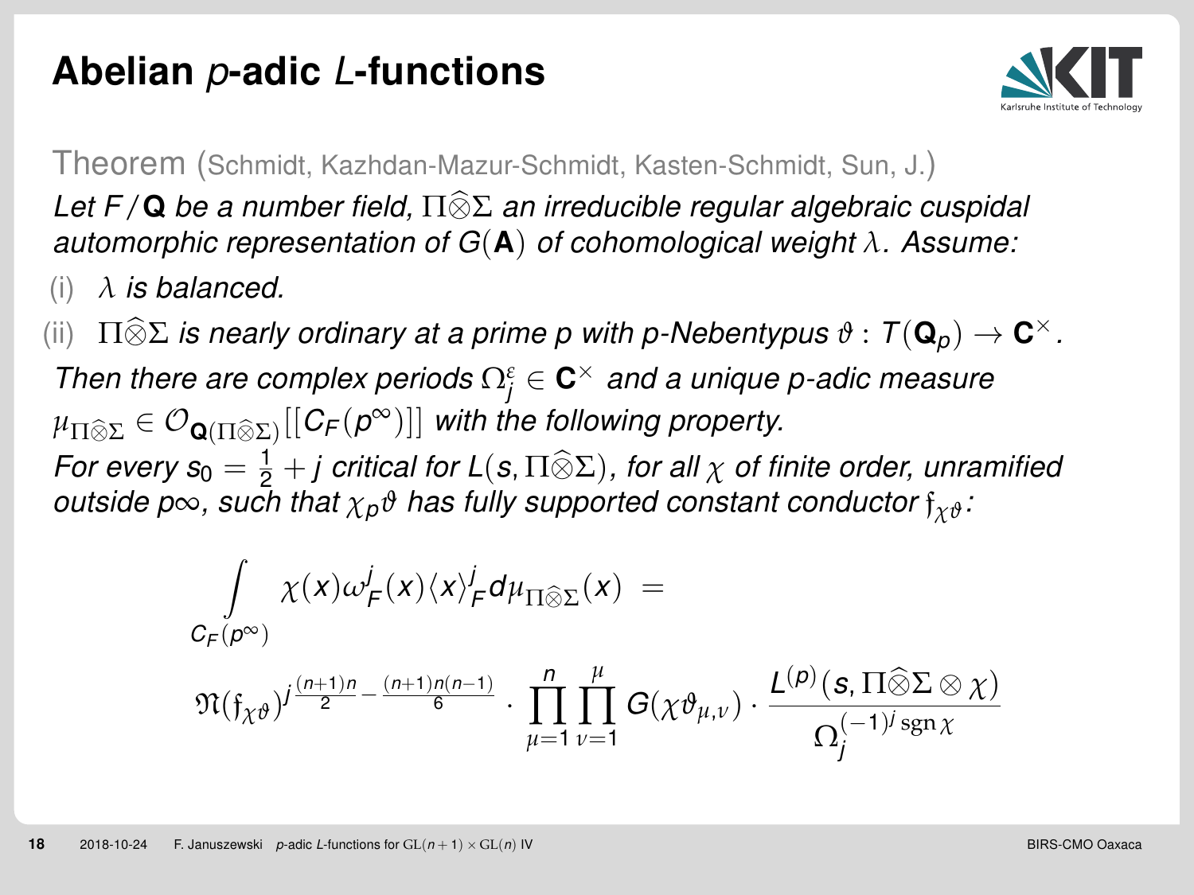# Abelian $p$-adic $L$-functions

Theorem (Schmidt, Kazhdan-Mazur-Schmidt, Kasten-Schmidt, Sun, J.)

*Let $F/\mathbf{Q}$ be a number field, $\Pi\widehat{\otimes}\Sigma$ an irreducible regular algebraic cuspidal automorphic representation of $G(\mathbf{A})$ of cohomological weight $\lambda$. Assume:*

(i) $\lambda$ *is balanced.*

(ii) $\Pi\widehat{\otimes}\Sigma$ *is nearly ordinary at a prime $p$ with $p$-Nebentypus $\vartheta : T(\mathbf{Q}_p) \to \mathbf{C}^\times$.*

*Then there are complex periods $\Omega_j^\varepsilon \in \mathbf{C}^\times$ and a unique $p$-adic measure $\mu_{\Pi\widehat{\otimes}\Sigma} \in \mathcal{O}_{\mathbf{Q}(\Pi\widehat{\otimes}\Sigma)}[[C_F(p^\infty)]]$ with the following property.*

*For every $s_0 = \frac{1}{2} + j$ critical for $L(s, \Pi\widehat{\otimes}\Sigma)$, for all $\chi$ of finite order, unramified outside $p\infty$, such that $\chi_p\vartheta$ has fully supported constant conductor $\mathfrak{f}_{\chi\vartheta}$:*

$$\int\limits_{C_F(p^\infty)} \chi(x)\omega_F^j(x)\langle x\rangle_F^j d\mu_{\Pi\widehat{\otimes}\Sigma}(x) =$$

$$\mathfrak{N}(\mathfrak{f}_{\chi\vartheta})^{j\frac{(n+1)n}{2} - \frac{(n+1)n(n-1)}{6}} \cdot \prod_{\mu=1}^{n}\prod_{\nu=1}^{\mu} G(\chi\vartheta_{\mu,\nu}) \cdot \frac{L^{(p)}(s, \Pi\widehat{\otimes}\Sigma\otimes\chi)}{\Omega_j^{(-1)^j \operatorname{sgn}\chi}}$$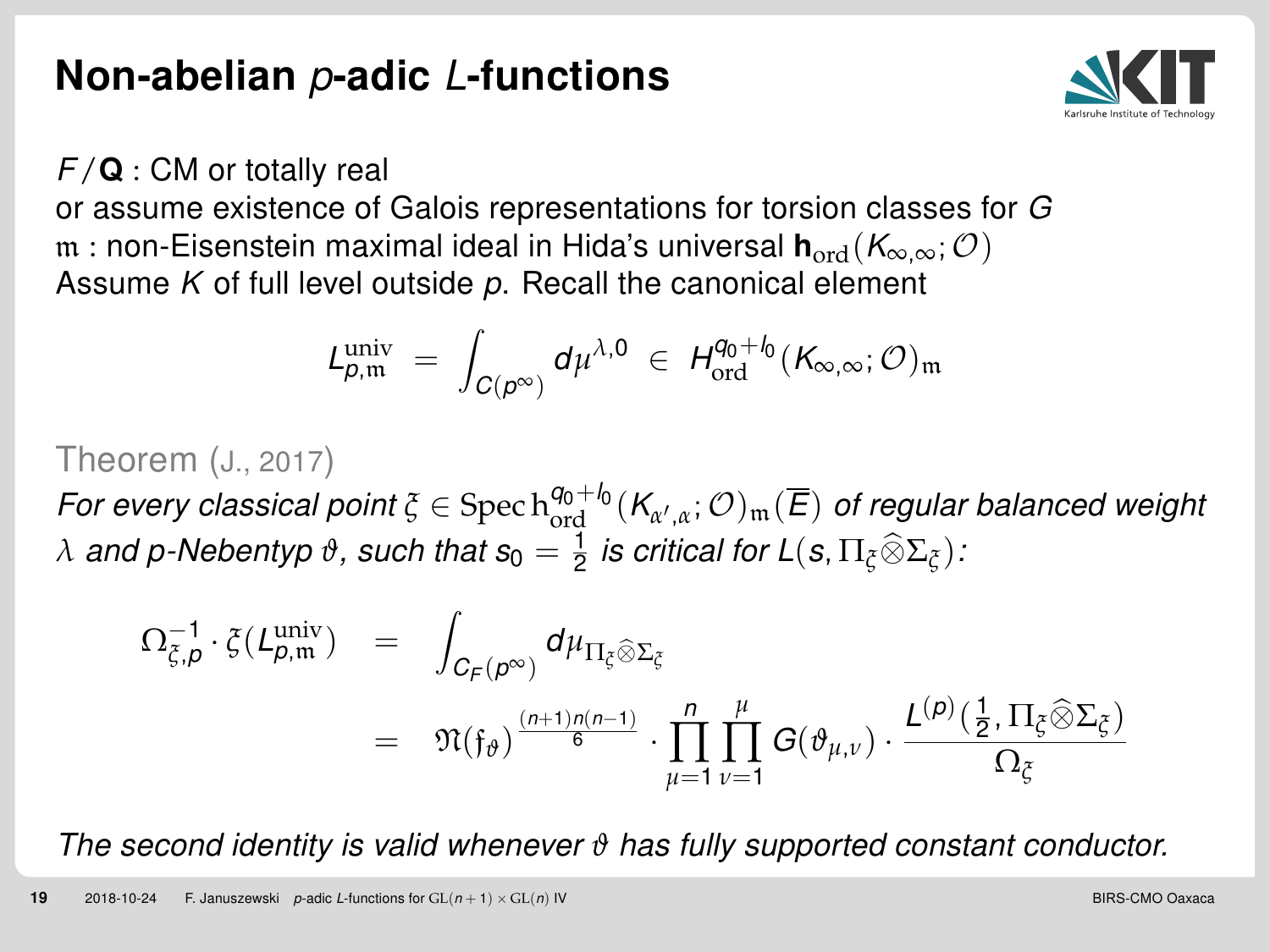# Non-abelian $p$-adic $L$-functions

$F/\mathbf{Q}$ : CM or totally real
or assume existence of Galois representations for torsion classes for $G$
$\mathfrak{m}$ : non-Eisenstein maximal ideal in Hida's universal $\mathbf{h}_{\mathrm{ord}}(K_{\infty,\infty};\mathcal{O})$
Assume $K$ of full level outside $p$. Recall the canonical element

$$L_{p,\mathfrak{m}}^{\mathrm{univ}} = \int_{C(p^\infty)} d\mu^{\lambda,0} \in H_{\mathrm{ord}}^{q_0+l_0}(K_{\infty,\infty};\mathcal{O})_{\mathfrak{m}}$$

Theorem (J., 2017)

*For every classical point $\xi \in \operatorname{Spec} \mathrm{h}_{\mathrm{ord}}^{q_0+l_0}(K_{\alpha',\alpha};\mathcal{O})_{\mathfrak{m}}(\overline{E})$ of regular balanced weight $\lambda$ and p-Nebentyp $\vartheta$, such that $s_0 = \frac{1}{2}$ is critical for $L(s, \Pi_\xi \widehat{\otimes} \Sigma_\xi)$:*

$$\begin{aligned}
\Omega_{\xi,p}^{-1} \cdot \xi(L_{p,\mathfrak{m}}^{\mathrm{univ}}) &= \int_{C_F(p^\infty)} d\mu_{\Pi_\xi \widehat{\otimes} \Sigma_\xi} \\
&= \mathfrak{N}(\mathfrak{f}_\vartheta)^{\frac{(n+1)n(n-1)}{6}} \cdot \prod_{\mu=1}^{n} \prod_{\nu=1}^{\mu} G(\vartheta_{\mu,\nu}) \cdot \frac{L^{(p)}(\frac{1}{2}, \Pi_\xi \widehat{\otimes} \Sigma_\xi)}{\Omega_\xi}
\end{aligned}$$

*The second identity is valid whenever $\vartheta$ has fully supported constant conductor.*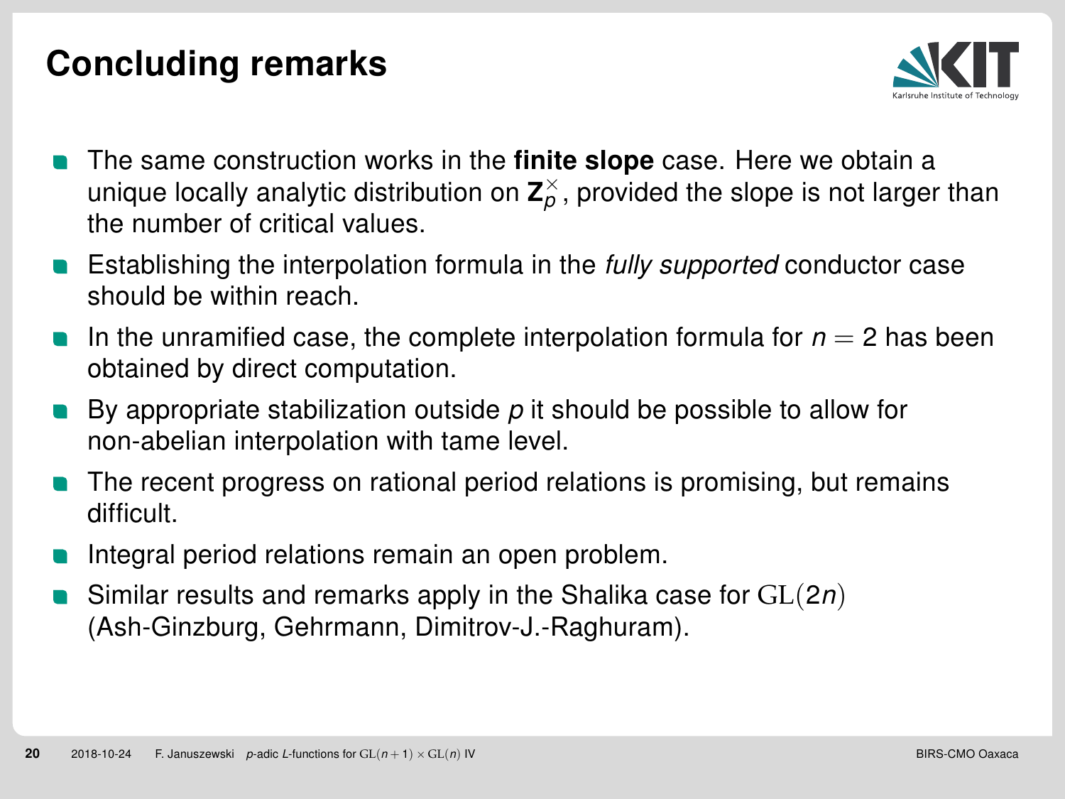# Concluding remarks

- The same construction works in the **finite slope** case. Here we obtain a unique locally analytic distribution on $\mathbf{Z}_p^\times$, provided the slope is not larger than the number of critical values.
- Establishing the interpolation formula in the *fully supported* conductor case should be within reach.
- In the unramified case, the complete interpolation formula for $n = 2$ has been obtained by direct computation.
- By appropriate stabilization outside $p$ it should be possible to allow for non-abelian interpolation with tame level.
- The recent progress on rational period relations is promising, but remains difficult.
- Integral period relations remain an open problem.
- Similar results and remarks apply in the Shalika case for $\mathrm{GL}(2n)$ (Ash-Ginzburg, Gehrmann, Dimitrov-J.-Raghuram).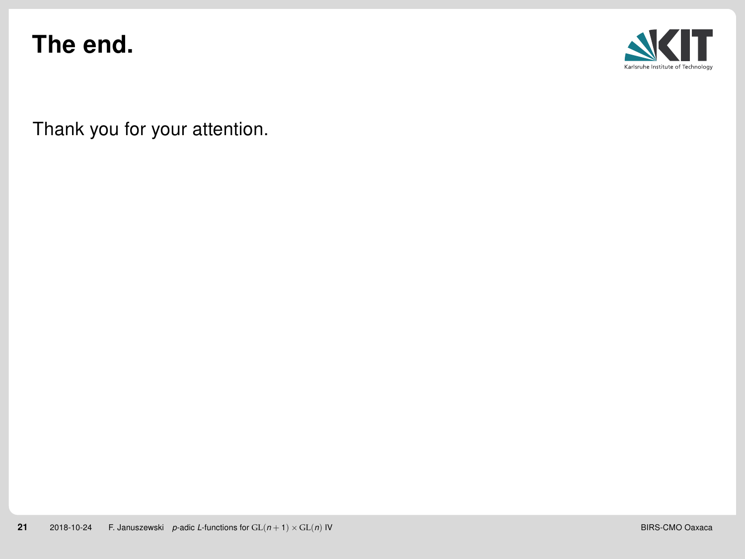# The end.

Thank you for your attention.